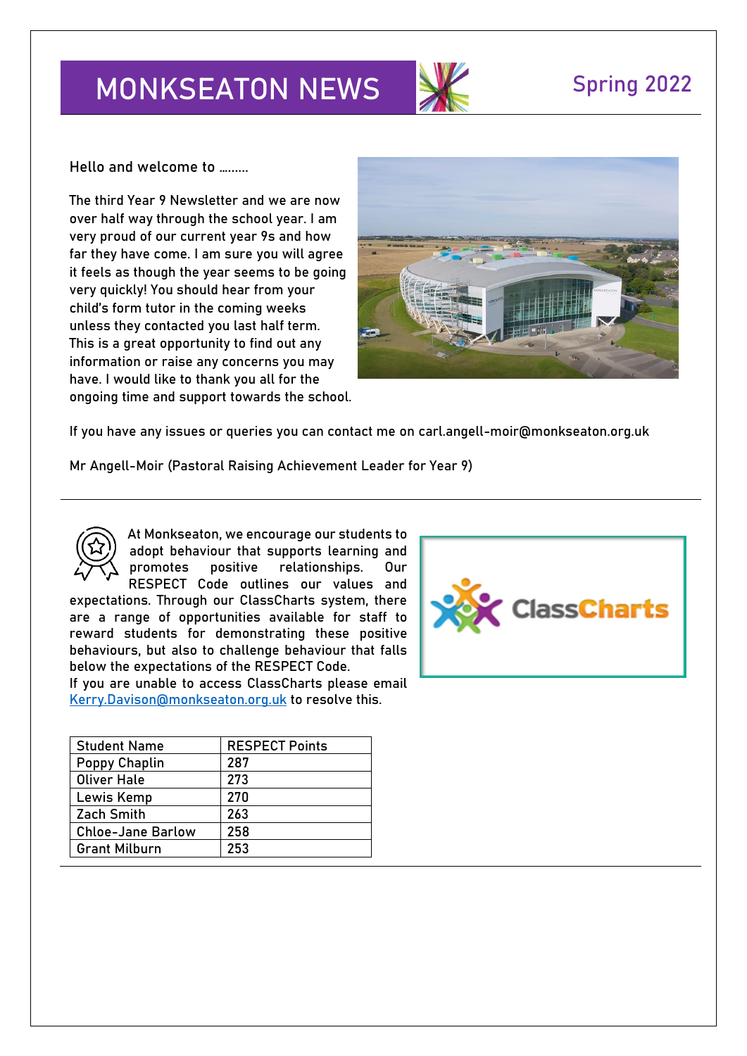# MONKSEATON NEWS

Spring 2022

Hello and welcome to .........

The third Year 9 Newsletter and we are now over half way through the school year. I am very proud of our current year 9s and how far they have come. I am sure you will agree it feels as though the year seems to be going very quickly! You should hear from your child's form tutor in the coming weeks unless they contacted you last half term. This is a great opportunity to find out any information or raise any concerns you may have. I would like to thank you all for the ongoing time and support towards the school.

If you have any issues or queries you can contact me on carl.angell-moir@monkseaton.org.uk

Mr Angell-Moir (Pastoral Raising Achievement Leader for Year 9)

---

At Monkseaton, we encourage our students to adopt behaviour that supports learning and promotes positive relationships. Our RESPECT Code outlines our values and expectations. Through our ClassCharts system, there are a range of opportunities available for staff to reward students for demonstrating these positive behaviours, but also to challenge behaviour that falls below the expectations of the RESPECT Code.
If you are unable to access ClassCharts please email Kerry.Davison@monkseaton.org.uk to resolve this.

| Student Name | RESPECT Points |
| --- | --- |
| Poppy Chaplin | 287 |
| Oliver Hale | 273 |
| Lewis Kemp | 270 |
| Zach Smith | 263 |
| Chloe-Jane Barlow | 258 |
| Grant Milburn | 253 |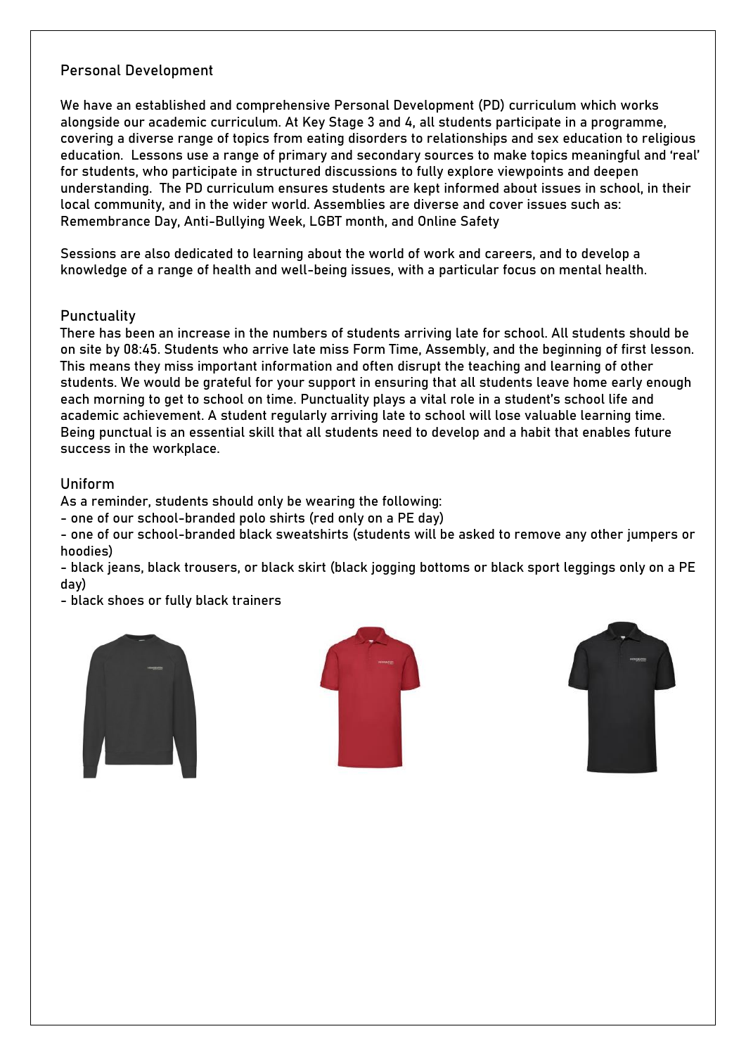## Personal Development

We have an established and comprehensive Personal Development (PD) curriculum which works alongside our academic curriculum. At Key Stage 3 and 4, all students participate in a programme, covering a diverse range of topics from eating disorders to relationships and sex education to religious education. Lessons use a range of primary and secondary sources to make topics meaningful and 'real' for students, who participate in structured discussions to fully explore viewpoints and deepen understanding. The PD curriculum ensures students are kept informed about issues in school, in their local community, and in the wider world. Assemblies are diverse and cover issues such as: Remembrance Day, Anti-Bullying Week, LGBT month, and Online Safety

Sessions are also dedicated to learning about the world of work and careers, and to develop a knowledge of a range of health and well-being issues, with a particular focus on mental health.

## Punctuality

There has been an increase in the numbers of students arriving late for school. All students should be on site by 08:45. Students who arrive late miss Form Time, Assembly, and the beginning of first lesson. This means they miss important information and often disrupt the teaching and learning of other students. We would be grateful for your support in ensuring that all students leave home early enough each morning to get to school on time. Punctuality plays a vital role in a student's school life and academic achievement. A student regularly arriving late to school will lose valuable learning time. Being punctual is an essential skill that all students need to develop and a habit that enables future success in the workplace.

## Uniform

As a reminder, students should only be wearing the following:

- one of our school-branded polo shirts (red only on a PE day)
- one of our school-branded black sweatshirts (students will be asked to remove any other jumpers or hoodies)
- black jeans, black trousers, or black skirt (black jogging bottoms or black sport leggings only on a PE day)
- black shoes or fully black trainers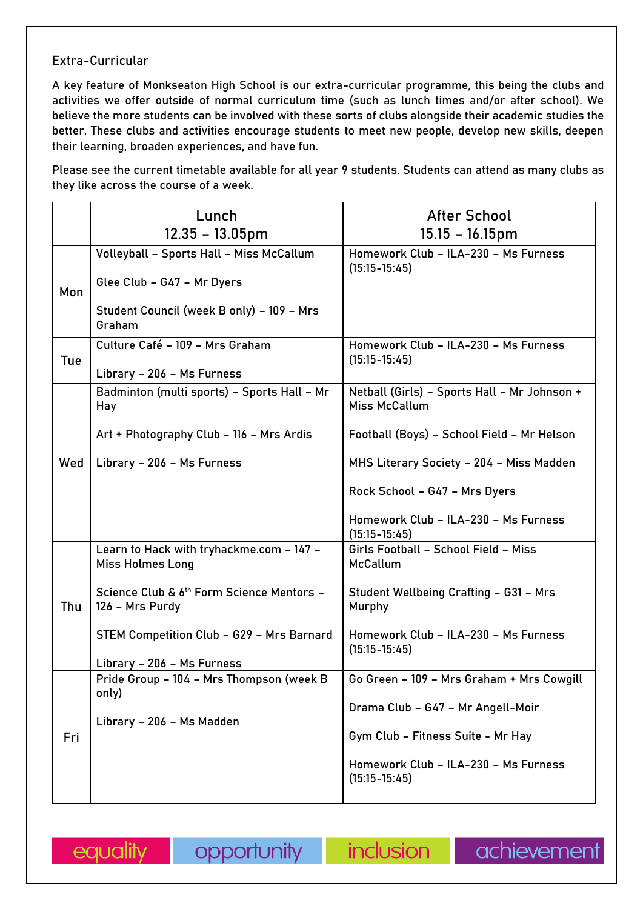## Extra-Curricular

A key feature of Monkseaton High School is our extra-curricular programme, this being the clubs and activities we offer outside of normal curriculum time (such as lunch times and/or after school). We believe the more students can be involved with these sorts of clubs alongside their academic studies the better. These clubs and activities encourage students to meet new people, develop new skills, deepen their learning, broaden experiences, and have fun.

Please see the current timetable available for all year 9 students. Students can attend as many clubs as they like across the course of a week.

| | Lunch<br>12.35 – 13.05pm | After School<br>15.15 – 16.15pm |
|---|---|---|
| Mon | Volleyball – Sports Hall – Miss McCallum<br><br>Glee Club – G47 – Mr Dyers<br><br>Student Council (week B only) – 109 – Mrs Graham | Homework Club – ILA-230 – Ms Furness (15:15-15:45) |
| Tue | Culture Café – 109 – Mrs Graham<br><br>Library – 206 – Ms Furness | Homework Club – ILA-230 – Ms Furness (15:15-15:45) |
| Wed | Badminton (multi sports) – Sports Hall – Mr Hay<br><br>Art + Photography Club – 116 – Mrs Ardis<br><br>Library – 206 – Ms Furness | Netball (Girls) – Sports Hall – Mr Johnson + Miss McCallum<br><br>Football (Boys) – School Field – Mr Helson<br><br>MHS Literary Society – 204 – Miss Madden<br><br>Rock School – G47 – Mrs Dyers<br><br>Homework Club – ILA-230 – Ms Furness (15:15-15:45) |
| Thu | Learn to Hack with tryhackme.com – 147 – Miss Holmes Long<br><br>Science Club & 6th Form Science Mentors – 126 – Mrs Purdy<br><br>STEM Competition Club – G29 – Mrs Barnard<br><br>Library – 206 – Ms Furness | Girls Football – School Field – Miss McCallum<br><br>Student Wellbeing Crafting – G31 – Mrs Murphy<br><br>Homework Club – ILA-230 – Ms Furness (15:15-15:45) |
| Fri | Pride Group – 104 – Mrs Thompson (week B only)<br><br>Library – 206 – Ms Madden | Go Green – 109 – Mrs Graham + Mrs Cowgill<br><br>Drama Club – G47 – Mr Angell-Moir<br><br>Gym Club – Fitness Suite - Mr Hay<br><br>Homework Club – ILA-230 – Ms Furness (15:15-15:45) |

equality opportunity inclusion achievement